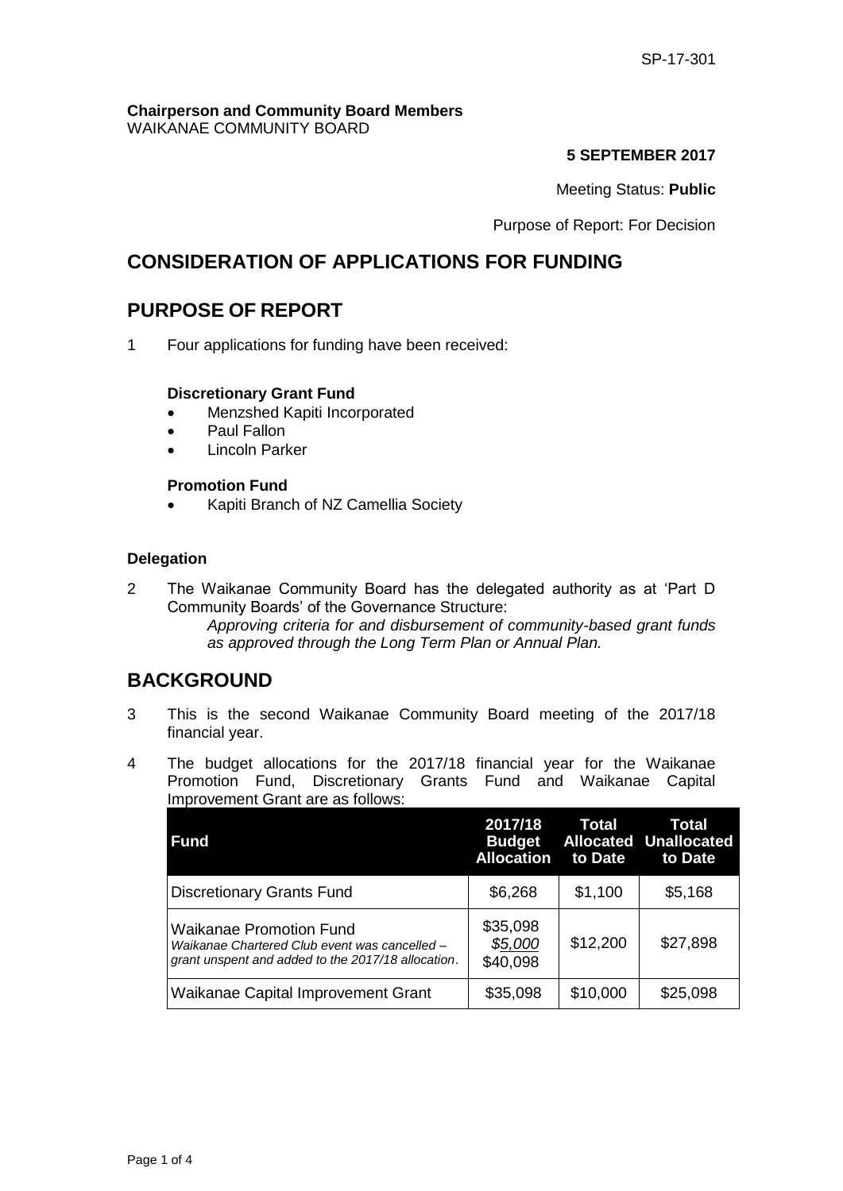SP-17-301

**Chairperson and Community Board Members**
WAIKANAE COMMUNITY BOARD

**5 SEPTEMBER 2017**

Meeting Status: **Public**

Purpose of Report: For Decision

# CONSIDERATION OF APPLICATIONS FOR FUNDING

## PURPOSE OF REPORT

1 Four applications for funding have been received:

**Discretionary Grant Fund**

- Menzshed Kapiti Incorporated
- Paul Fallon
- Lincoln Parker

**Promotion Fund**

- Kapiti Branch of NZ Camellia Society

**Delegation**

2 The Waikanae Community Board has the delegated authority as at 'Part D Community Boards' of the Governance Structure:

*Approving criteria for and disbursement of community-based grant funds as approved through the Long Term Plan or Annual Plan.*

## BACKGROUND

3 This is the second Waikanae Community Board meeting of the 2017/18 financial year.

4 The budget allocations for the 2017/18 financial year for the Waikanae Promotion Fund, Discretionary Grants Fund and Waikanae Capital Improvement Grant are as follows:

| Fund | 2017/18 Budget Allocation | Total Allocated to Date | Total Unallocated to Date |
|---|---|---|---|
| Discretionary Grants Fund | $6,268 | $1,100 | $5,168 |
| Waikanae Promotion Fund *Waikanae Chartered Club event was cancelled – grant unspent and added to the 2017/18 allocation.* | $35,098 *$5,000* $40,098 | $12,200 | $27,898 |
| Waikanae Capital Improvement Grant | $35,098 | $10,000 | $25,098 |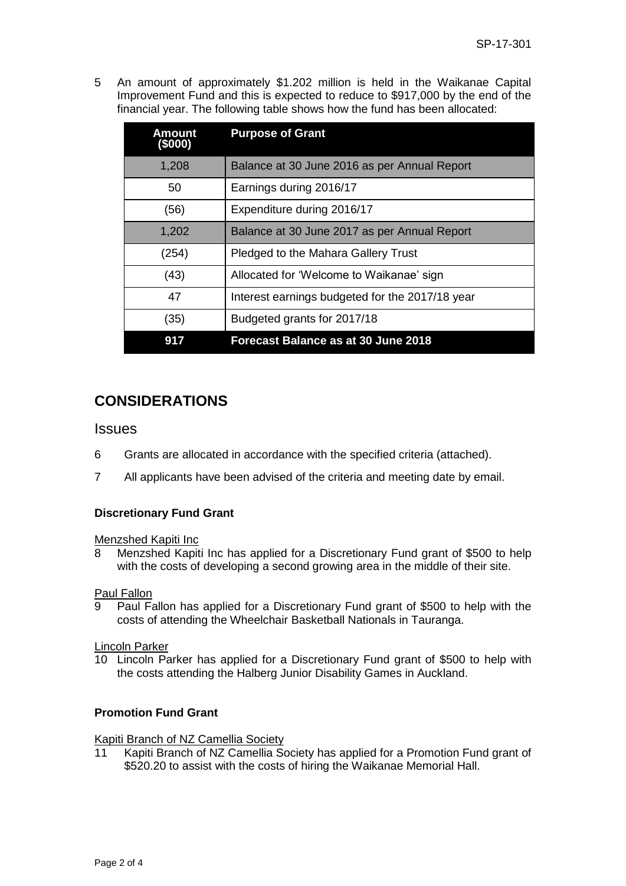5 An amount of approximately $1.202 million is held in the Waikanae Capital Improvement Fund and this is expected to reduce to $917,000 by the end of the financial year. The following table shows how the fund has been allocated:

| Amount ($000) | Purpose of Grant |
|---|---|
| 1,208 | Balance at 30 June 2016 as per Annual Report |
| 50 | Earnings during 2016/17 |
| (56) | Expenditure during 2016/17 |
| 1,202 | Balance at 30 June 2017 as per Annual Report |
| (254) | Pledged to the Mahara Gallery Trust |
| (43) | Allocated for 'Welcome to Waikanae' sign |
| 47 | Interest earnings budgeted for the 2017/18 year |
| (35) | Budgeted grants for 2017/18 |
| **917** | **Forecast Balance as at 30 June 2018** |

## CONSIDERATIONS

### Issues

6 Grants are allocated in accordance with the specified criteria (attached).

7 All applicants have been advised of the criteria and meeting date by email.

**Discretionary Fund Grant**

Menzshed Kapiti Inc

8 Menzshed Kapiti Inc has applied for a Discretionary Fund grant of $500 to help with the costs of developing a second growing area in the middle of their site.

Paul Fallon

9 Paul Fallon has applied for a Discretionary Fund grant of $500 to help with the costs of attending the Wheelchair Basketball Nationals in Tauranga.

Lincoln Parker

10 Lincoln Parker has applied for a Discretionary Fund grant of $500 to help with the costs attending the Halberg Junior Disability Games in Auckland.

**Promotion Fund Grant**

Kapiti Branch of NZ Camellia Society

11 Kapiti Branch of NZ Camellia Society has applied for a Promotion Fund grant of $520.20 to assist with the costs of hiring the Waikanae Memorial Hall.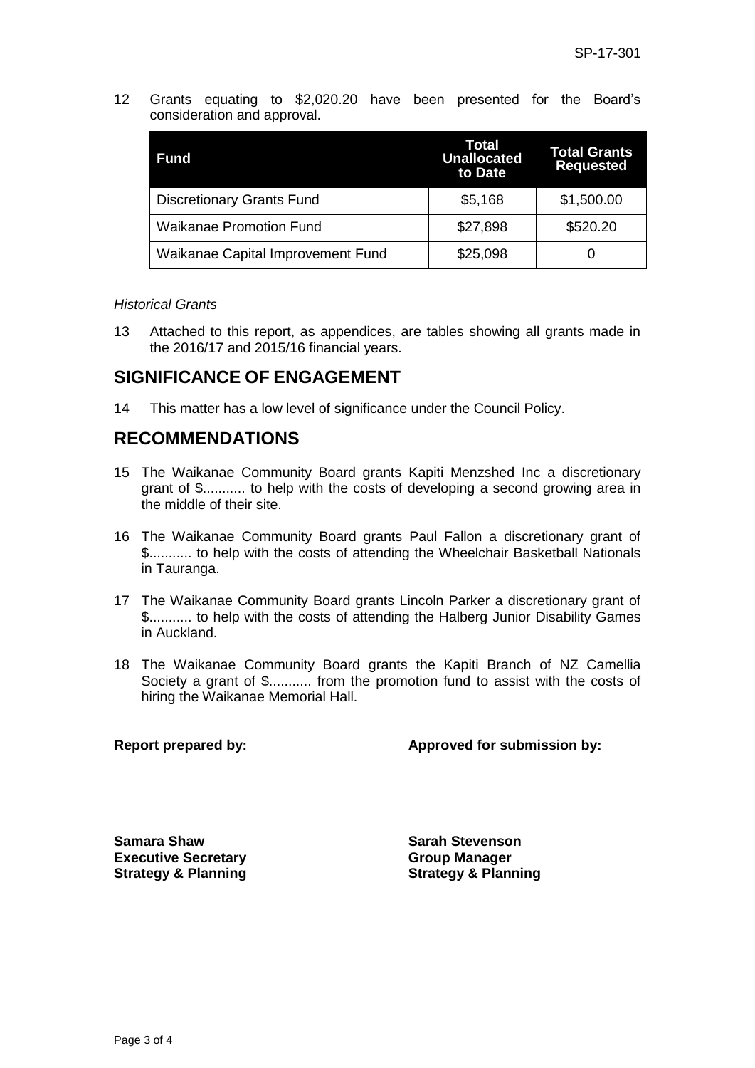12 Grants equating to $2,020.20 have been presented for the Board's consideration and approval.

| Fund | Total Unallocated to Date | Total Grants Requested |
|---|---|---|
| Discretionary Grants Fund | $5,168 | $1,500.00 |
| Waikanae Promotion Fund | $27,898 | $520.20 |
| Waikanae Capital Improvement Fund | $25,098 | 0 |

*Historical Grants*

13 Attached to this report, as appendices, are tables showing all grants made in the 2016/17 and 2015/16 financial years.

## SIGNIFICANCE OF ENGAGEMENT

14 This matter has a low level of significance under the Council Policy.

## RECOMMENDATIONS

15 The Waikanae Community Board grants Kapiti Menzshed Inc a discretionary grant of $........... to help with the costs of developing a second growing area in the middle of their site.

16 The Waikanae Community Board grants Paul Fallon a discretionary grant of $........... to help with the costs of attending the Wheelchair Basketball Nationals in Tauranga.

17 The Waikanae Community Board grants Lincoln Parker a discretionary grant of $........... to help with the costs of attending the Halberg Junior Disability Games in Auckland.

18 The Waikanae Community Board grants the Kapiti Branch of NZ Camellia Society a grant of $........... from the promotion fund to assist with the costs of hiring the Waikanae Memorial Hall.

**Report prepared by:**

**Samara Shaw**
**Executive Secretary**
**Strategy & Planning**

**Approved for submission by:**

**Sarah Stevenson**
**Group Manager**
**Strategy & Planning**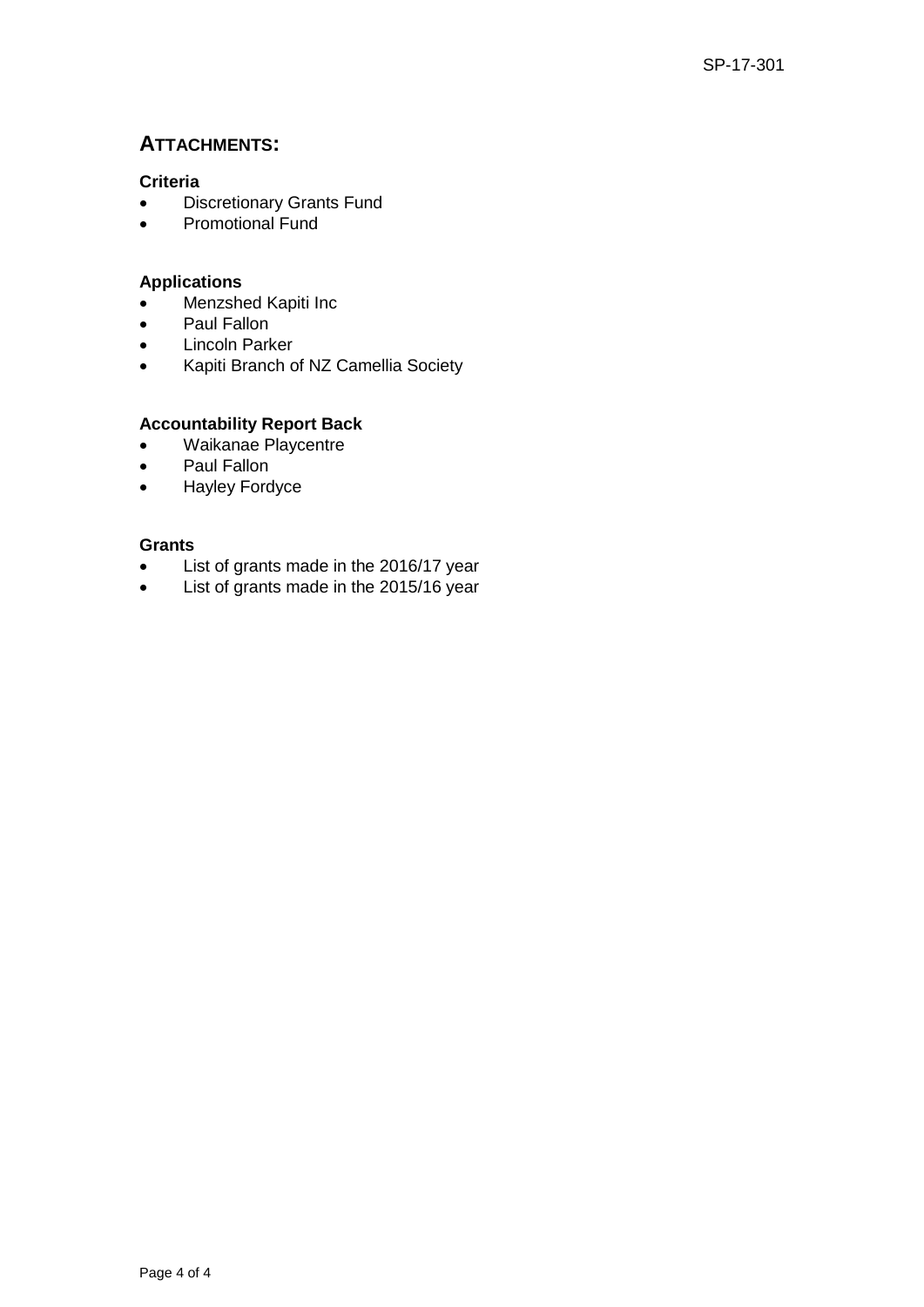## ATTACHMENTS:

**Criteria**

- Discretionary Grants Fund
- Promotional Fund

**Applications**

- Menzshed Kapiti Inc
- Paul Fallon
- Lincoln Parker
- Kapiti Branch of NZ Camellia Society

**Accountability Report Back**

- Waikanae Playcentre
- Paul Fallon
- Hayley Fordyce

**Grants**

- List of grants made in the 2016/17 year
- List of grants made in the 2015/16 year